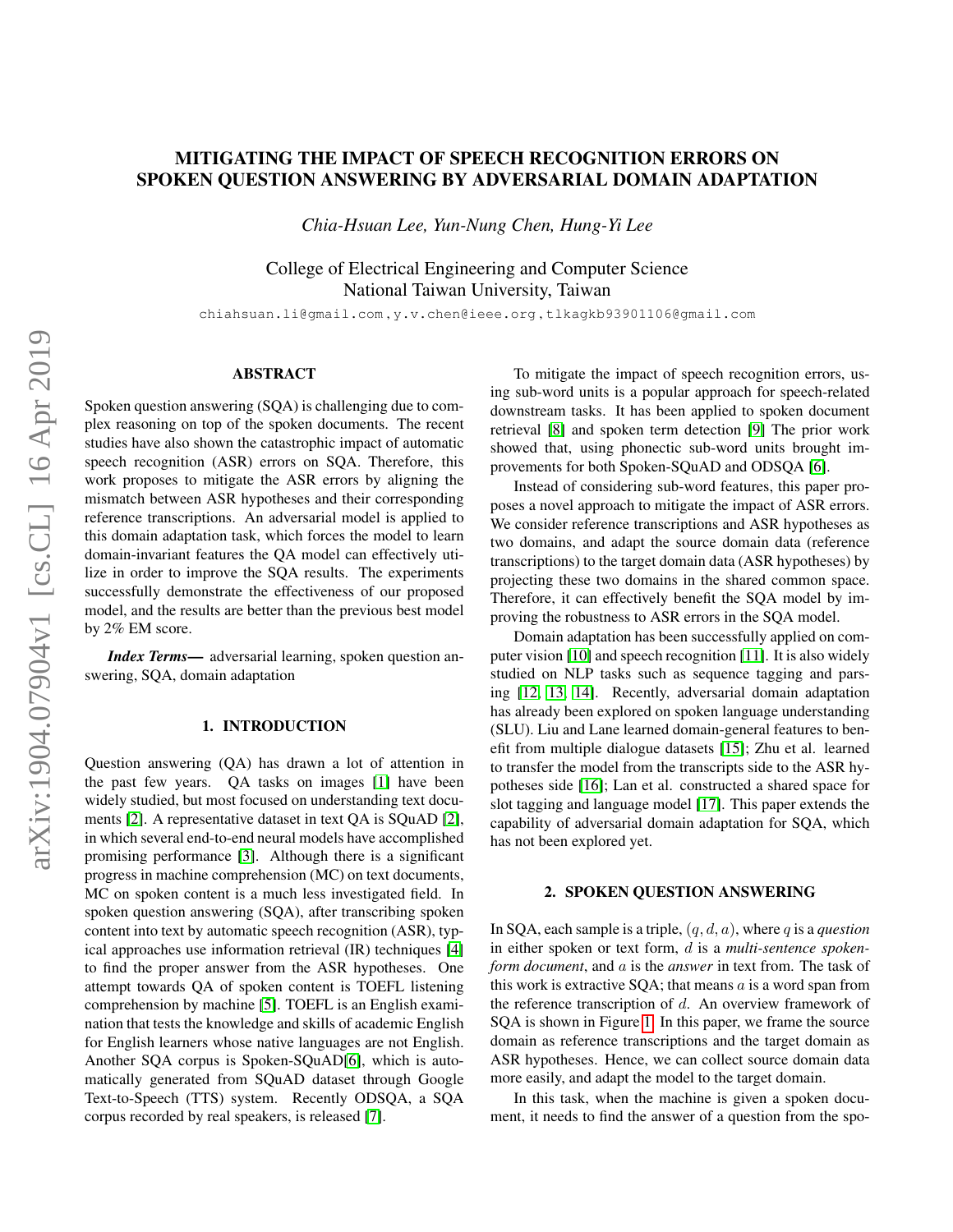# MITIGATING THE IMPACT OF SPEECH RECOGNITION ERRORS ON SPOKEN QUESTION ANSWERING BY ADVERSARIAL DOMAIN ADAPTATION

*Chia-Hsuan Lee, Yun-Nung Chen, Hung-Yi Lee*

College of Electrical Engineering and Computer Science
National Taiwan University, Taiwan

chiahsuan.li@gmail.com, y.v.chen@ieee.org, tlkagkb93901106@gmail.com

## ABSTRACT

Spoken question answering (SQA) is challenging due to complex reasoning on top of the spoken documents. The recent studies have also shown the catastrophic impact of automatic speech recognition (ASR) errors on SQA. Therefore, this work proposes to mitigate the ASR errors by aligning the mismatch between ASR hypotheses and their corresponding reference transcriptions. An adversarial model is applied to this domain adaptation task, which forces the model to learn domain-invariant features the QA model can effectively utilize in order to improve the SQA results. The experiments successfully demonstrate the effectiveness of our proposed model, and the results are better than the previous best model by 2% EM score.

***Index Terms***— adversarial learning, spoken question answering, SQA, domain adaptation

## 1. INTRODUCTION

Question answering (QA) has drawn a lot of attention in the past few years. QA tasks on images [1] have been widely studied, but most focused on understanding text documents [2]. A representative dataset in text QA is SQuAD [2], in which several end-to-end neural models have accomplished promising performance [3]. Although there is a significant progress in machine comprehension (MC) on text documents, MC on spoken content is a much less investigated field. In spoken question answering (SQA), after transcribing spoken content into text by automatic speech recognition (ASR), typical approaches use information retrieval (IR) techniques [4] to find the proper answer from the ASR hypotheses. One attempt towards QA of spoken content is TOEFL listening comprehension by machine [5]. TOEFL is an English examination that tests the knowledge and skills of academic English for English learners whose native languages are not English. Another SQA corpus is Spoken-SQuAD[6], which is automatically generated from SQuAD dataset through Google Text-to-Speech (TTS) system. Recently ODSQA, a SQA corpus recorded by real speakers, is released [7].

To mitigate the impact of speech recognition errors, using sub-word units is a popular approach for speech-related downstream tasks. It has been applied to spoken document retrieval [8] and spoken term detection [9] The prior work showed that, using phonectic sub-word units brought improvements for both Spoken-SQuAD and ODSQA [6].

Instead of considering sub-word features, this paper proposes a novel approach to mitigate the impact of ASR errors. We consider reference transcriptions and ASR hypotheses as two domains, and adapt the source domain data (reference transcriptions) to the target domain data (ASR hypotheses) by projecting these two domains in the shared common space. Therefore, it can effectively benefit the SQA model by improving the robustness to ASR errors in the SQA model.

Domain adaptation has been successfully applied on computer vision [10] and speech recognition [11]. It is also widely studied on NLP tasks such as sequence tagging and parsing [12, 13, 14]. Recently, adversarial domain adaptation has already been explored on spoken language understanding (SLU). Liu and Lane learned domain-general features to benefit from multiple dialogue datasets [15]; Zhu et al. learned to transfer the model from the transcripts side to the ASR hypotheses side [16]; Lan et al. constructed a shared space for slot tagging and language model [17]. This paper extends the capability of adversarial domain adaptation for SQA, which has not been explored yet.

## 2. SPOKEN QUESTION ANSWERING

In SQA, each sample is a triple, $(q, d, a)$, where $q$ is a *question* in either spoken or text form, $d$ is a *multi-sentence spoken-form document*, and $a$ is the *answer* in text from. The task of this work is extractive SQA; that means $a$ is a word span from the reference transcription of $d$. An overview framework of SQA is shown in Figure 1. In this paper, we frame the source domain as reference transcriptions and the target domain as ASR hypotheses. Hence, we can collect source domain data more easily, and adapt the model to the target domain.

In this task, when the machine is given a spoken document, it needs to find the answer of a question from the spo-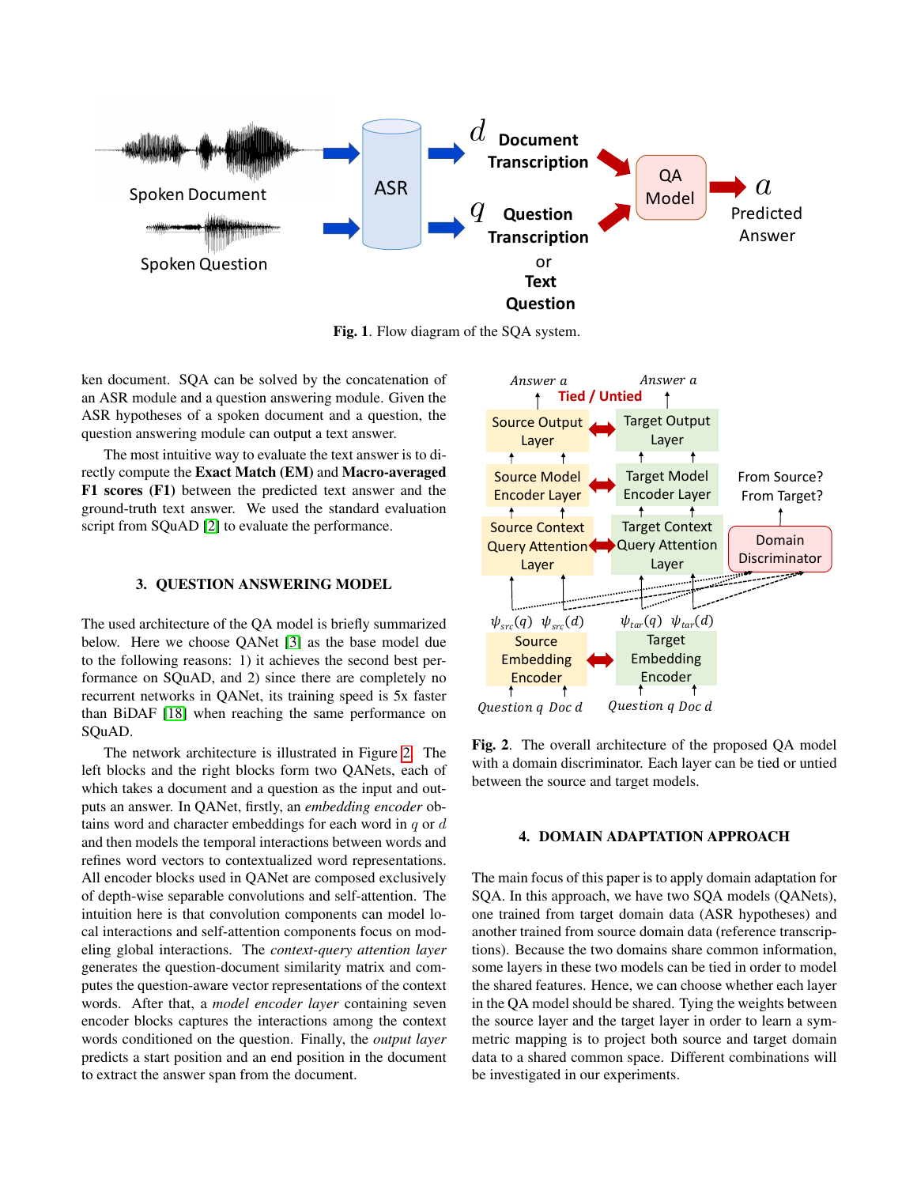Fig. 1. Flow diagram of the SQA system.

ken document. SQA can be solved by the concatenation of an ASR module and a question answering module. Given the ASR hypotheses of a spoken document and a question, the question answering module can output a text answer.

The most intuitive way to evaluate the text answer is to directly compute the **Exact Match (EM)** and **Macro-averaged F1 scores (F1)** between the predicted text answer and the ground-truth text answer. We used the standard evaluation script from SQuAD [2] to evaluate the performance.

## 3. QUESTION ANSWERING MODEL

The used architecture of the QA model is briefly summarized below. Here we choose QANet [3] as the base model due to the following reasons: 1) it achieves the second best performance on SQuAD, and 2) since there are completely no recurrent networks in QANet, its training speed is 5x faster than BiDAF [18] when reaching the same performance on SQuAD.

The network architecture is illustrated in Figure 2. The left blocks and the right blocks form two QANets, each of which takes a document and a question as the input and outputs an answer. In QANet, firstly, an *embedding encoder* obtains word and character embeddings for each word in $q$ or $d$ and then models the temporal interactions between words and refines word vectors to contextualized word representations. All encoder blocks used in QANet are composed exclusively of depth-wise separable convolutions and self-attention. The intuition here is that convolution components can model local interactions and self-attention components focus on modeling global interactions. The *context-query attention layer* generates the question-document similarity matrix and computes the question-aware vector representations of the context words. After that, a *model encoder layer* containing seven encoder blocks captures the interactions among the context words conditioned on the question. Finally, the *output layer* predicts a start position and an end position in the document to extract the answer span from the document.

**Fig. 2**. The overall architecture of the proposed QA model with a domain discriminator. Each layer can be tied or untied between the source and target models.

## 4. DOMAIN ADAPTATION APPROACH

The main focus of this paper is to apply domain adaptation for SQA. In this approach, we have two SQA models (QANets), one trained from target domain data (ASR hypotheses) and another trained from source domain data (reference transcriptions). Because the two domains share common information, some layers in these two models can be tied in order to model the shared features. Hence, we can choose whether each layer in the QA model should be shared. Tying the weights between the source layer and the target layer in order to learn a symmetric mapping is to project both source and target domain data to a shared common space. Different combinations will be investigated in our experiments.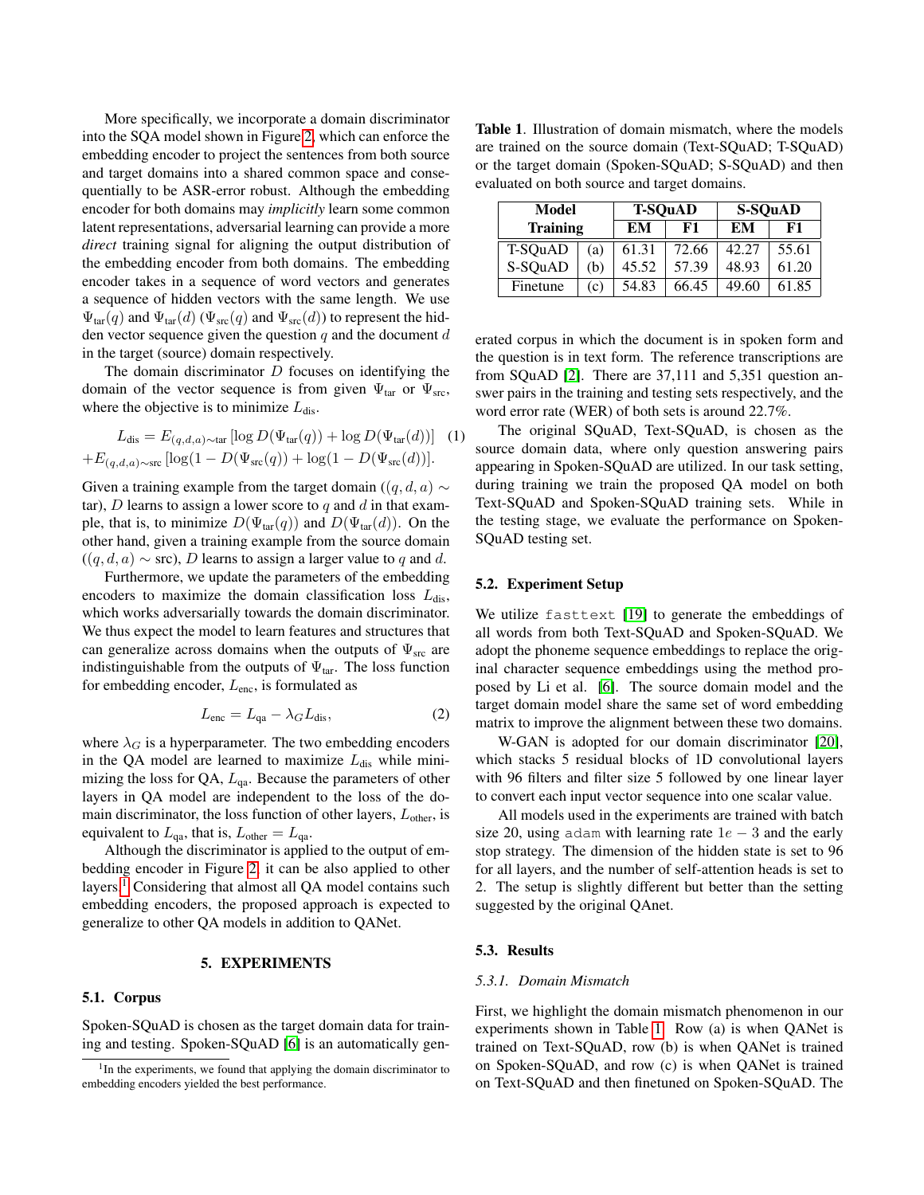More specifically, we incorporate a domain discriminator into the SQA model shown in Figure 2, which can enforce the embedding encoder to project the sentences from both source and target domains into a shared common space and consequentially to be ASR-error robust. Although the embedding encoder for both domains may *implicitly* learn some common latent representations, adversarial learning can provide a more *direct* training signal for aligning the output distribution of the embedding encoder from both domains. The embedding encoder takes in a sequence of word vectors and generates a sequence of hidden vectors with the same length. We use $\Psi_{\text{tar}}(q)$ and $\Psi_{\text{tar}}(d)$ ($\Psi_{\text{src}}(q)$ and $\Psi_{\text{src}}(d)$) to represent the hidden vector sequence given the question $q$ and the document $d$ in the target (source) domain respectively.

The domain discriminator $D$ focuses on identifying the domain of the vector sequence is from given $\Psi_{\text{tar}}$ or $\Psi_{\text{src}}$, where the objective is to minimize $L_{\text{dis}}$.

$$L_{\text{dis}} = E_{(q,d,a)\sim\text{tar}}\left[\log D(\Psi_{\text{tar}}(q)) + \log D(\Psi_{\text{tar}}(d))\right] \quad (1)$$
$$+ E_{(q,d,a)\sim\text{src}}\left[\log(1 - D(\Psi_{\text{src}}(q)) + \log(1 - D(\Psi_{\text{src}}(d))\right].$$

Given a training example from the target domain ($(q,d,a) \sim$ tar), $D$ learns to assign a lower score to $q$ and $d$ in that example, that is, to minimize $D(\Psi_{\text{tar}}(q))$ and $D(\Psi_{\text{tar}}(d))$. On the other hand, given a training example from the source domain ($(q,d,a) \sim$ src), $D$ learns to assign a larger value to $q$ and $d$.

Furthermore, we update the parameters of the embedding encoders to maximize the domain classification loss $L_{\text{dis}}$, which works adversarially towards the domain discriminator. We thus expect the model to learn features and structures that can generalize across domains when the outputs of $\Psi_{\text{src}}$ are indistinguishable from the outputs of $\Psi_{\text{tar}}$. The loss function for embedding encoder, $L_{\text{enc}}$, is formulated as

$$L_{\text{enc}} = L_{\text{qa}} - \lambda_G L_{\text{dis}}, \quad (2)$$

where $\lambda_G$ is a hyperparameter. The two embedding encoders in the QA model are learned to maximize $L_{\text{dis}}$ while minimizing the loss for QA, $L_{\text{qa}}$. Because the parameters of other layers in QA model are independent to the loss of the domain discriminator, the loss function of other layers, $L_{\text{other}}$, is equivalent to $L_{\text{qa}}$, that is, $L_{\text{other}} = L_{\text{qa}}$.

Although the discriminator is applied to the output of embedding encoder in Figure 2, it can be also applied to other layers.[1] Considering that almost all QA model contains such embedding encoders, the proposed approach is expected to generalize to other QA models in addition to QANet.

## 5. EXPERIMENTS

### 5.1. Corpus

Spoken-SQuAD is chosen as the target domain data for training and testing. Spoken-SQuAD [6] is an automatically generated corpus in which the document is in spoken form and the question is in text form. The reference transcriptions are from SQuAD [2]. There are 37,111 and 5,351 question answer pairs in the training and testing sets respectively, and the word error rate (WER) of both sets is around 22.7%.

The original SQuAD, Text-SQuAD, is chosen as the source domain data, where only question answering pairs appearing in Spoken-SQuAD are utilized. In our task setting, during training we train the proposed QA model on both Text-SQuAD and Spoken-SQuAD training sets. While in the testing stage, we evaluate the performance on Spoken-SQuAD testing set.

[1] In the experiments, we found that applying the domain discriminator to embedding encoders yielded the best performance.

**Table 1**. Illustration of domain mismatch, where the models are trained on the source domain (Text-SQuAD; T-SQuAD) or the target domain (Spoken-SQuAD; S-SQuAD) and then evaluated on both source and target domains.

| Model Training | | T-SQuAD EM | T-SQuAD F1 | S-SQuAD EM | S-SQuAD F1 |
|---|---|---|---|---|---|
| T-SQuAD | (a) | 61.31 | 72.66 | 42.27 | 55.61 |
| S-SQuAD | (b) | 45.52 | 57.39 | 48.93 | 61.20 |
| Finetune | (c) | 54.83 | 66.45 | 49.60 | 61.85 |

### 5.2. Experiment Setup

We utilize `fasttext` [19] to generate the embeddings of all words from both Text-SQuAD and Spoken-SQuAD. We adopt the phoneme sequence embeddings to replace the original character sequence embeddings using the method proposed by Li et al. [6]. The source domain model and the target domain model share the same set of word embedding matrix to improve the alignment between these two domains.

W-GAN is adopted for our domain discriminator [20], which stacks 5 residual blocks of 1D convolutional layers with 96 filters and filter size 5 followed by one linear layer to convert each input vector sequence into one scalar value.

All models used in the experiments are trained with batch size 20, using `adam` with learning rate $1e-3$ and the early stop strategy. The dimension of the hidden state is set to 96 for all layers, and the number of self-attention heads is set to 2. The setup is slightly different but better than the setting suggested by the original QAnet.

### 5.3. Results

#### 5.3.1. Domain Mismatch

First, we highlight the domain mismatch phenomenon in our experiments shown in Table 1. Row (a) is when QANet is trained on Text-SQuAD, row (b) is when QANet is trained on Spoken-SQuAD, and row (c) is when QANet is trained on Text-SQuAD and then finetuned on Spoken-SQuAD. The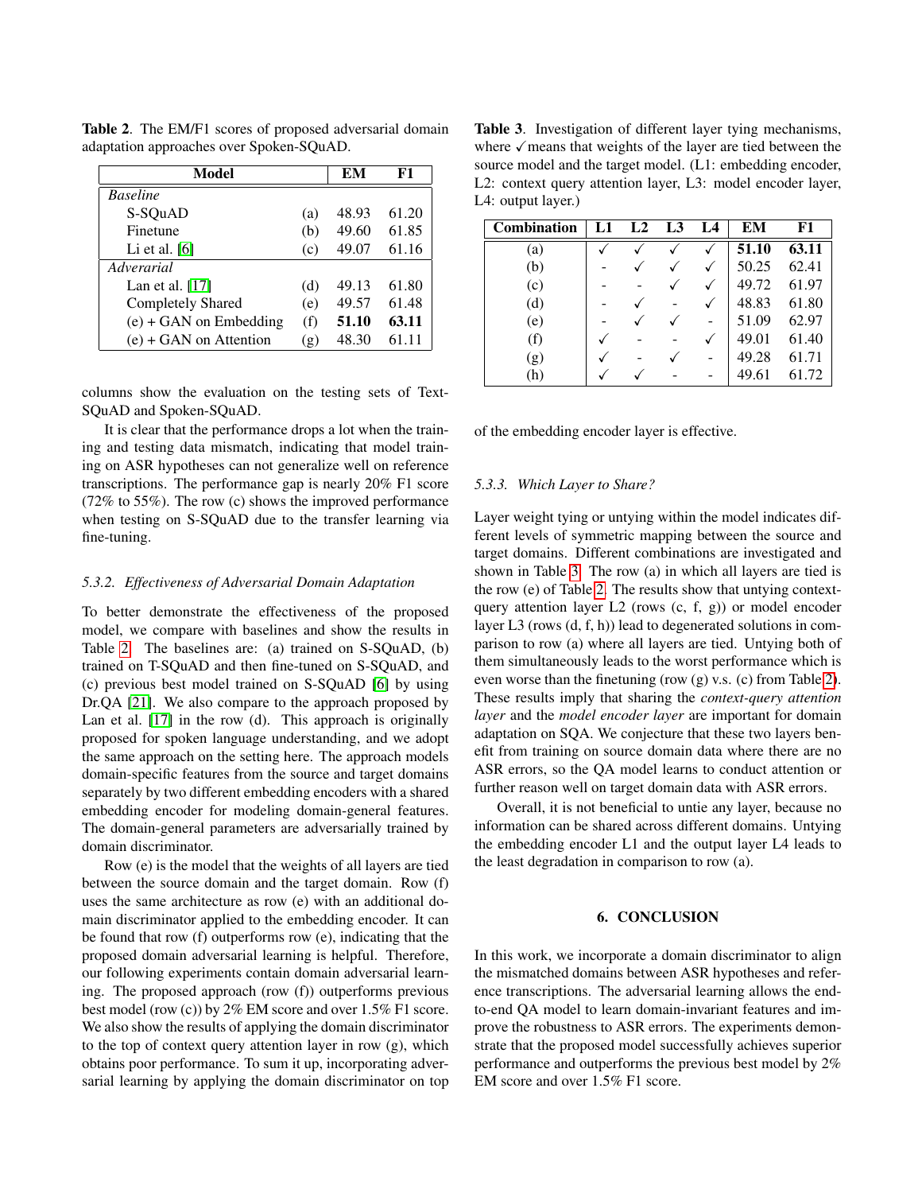**Table 2**. The EM/F1 scores of proposed adversarial domain adaptation approaches over Spoken-SQuAD.

| Model | | EM | F1 |
|---|---|---|---|
| *Baseline* | | | |
| S-SQuAD | (a) | 48.93 | 61.20 |
| Finetune | (b) | 49.60 | 61.85 |
| Li et al. [6] | (c) | 49.07 | 61.16 |
| *Adverarial* | | | |
| Lan et al. [17] | (d) | 49.13 | 61.80 |
| Completely Shared | (e) | 49.57 | 61.48 |
| (e) + GAN on Embedding | (f) | **51.10** | **63.11** |
| (e) + GAN on Attention | (g) | 48.30 | 61.11 |

columns show the evaluation on the testing sets of Text-SQuAD and Spoken-SQuAD.

It is clear that the performance drops a lot when the training and testing data mismatch, indicating that model training on ASR hypotheses can not generalize well on reference transcriptions. The performance gap is nearly 20% F1 score (72% to 55%). The row (c) shows the improved performance when testing on S-SQuAD due to the transfer learning via fine-tuning.

### 5.3.2. Effectiveness of Adversarial Domain Adaptation

To better demonstrate the effectiveness of the proposed model, we compare with baselines and show the results in Table 2. The baselines are: (a) trained on S-SQuAD, (b) trained on T-SQuAD and then fine-tuned on S-SQuAD, and (c) previous best model trained on S-SQuAD [6] by using Dr.QA [21]. We also compare to the approach proposed by Lan et al. [17] in the row (d). This approach is originally proposed for spoken language understanding, and we adopt the same approach on the setting here. The approach models domain-specific features from the source and target domains separately by two different embedding encoders with a shared embedding encoder for modeling domain-general features. The domain-general parameters are adversarially trained by domain discriminator.

Row (e) is the model that the weights of all layers are tied between the source domain and the target domain. Row (f) uses the same architecture as row (e) with an additional domain discriminator applied to the embedding encoder. It can be found that row (f) outperforms row (e), indicating that the proposed domain adversarial learning is helpful. Therefore, our following experiments contain domain adversarial learning. The proposed approach (row (f)) outperforms previous best model (row (c)) by 2% EM score and over 1.5% F1 score. We also show the results of applying the domain discriminator to the top of context query attention layer in row (g), which obtains poor performance. To sum it up, incorporating adversarial learning by applying the domain discriminator on top of the embedding encoder layer is effective.

**Table 3**. Investigation of different layer tying mechanisms, where ✓ means that weights of the layer are tied between the source model and the target model. (L1: embedding encoder, L2: context query attention layer, L3: model encoder layer, L4: output layer.)

| Combination | L1 | L2 | L3 | L4 | EM | F1 |
|---|---|---|---|---|---|---|
| (a) | ✓ | ✓ | ✓ | ✓ | **51.10** | **63.11** |
| (b) | - | ✓ | ✓ | ✓ | 50.25 | 62.41 |
| (c) | - | - | ✓ | ✓ | 49.72 | 61.97 |
| (d) | - | ✓ | - | ✓ | 48.83 | 61.80 |
| (e) | - | ✓ | ✓ | - | 51.09 | 62.97 |
| (f) | ✓ | - | - | ✓ | 49.01 | 61.40 |
| (g) | ✓ | - | ✓ | - | 49.28 | 61.71 |
| (h) | ✓ | ✓ | - | - | 49.61 | 61.72 |

### 5.3.3. Which Layer to Share?

Layer weight tying or untying within the model indicates different levels of symmetric mapping between the source and target domains. Different combinations are investigated and shown in Table 3. The row (a) in which all layers are tied is the row (e) of Table 2. The results show that untying context-query attention layer L2 (rows (c, f, g)) or model encoder layer L3 (rows (d, f, h)) lead to degenerated solutions in comparison to row (a) where all layers are tied. Untying both of them simultaneously leads to the worst performance which is even worse than the finetuning (row (g) v.s. (c) from Table 2). These results imply that sharing the *context-query attention layer* and the *model encoder layer* are important for domain adaptation on SQA. We conjecture that these two layers benefit from training on source domain data where there are no ASR errors, so the QA model learns to conduct attention or further reason well on target domain data with ASR errors.

Overall, it is not beneficial to untie any layer, because no information can be shared across different domains. Untying the embedding encoder L1 and the output layer L4 leads to the least degradation in comparison to row (a).

## 6. CONCLUSION

In this work, we incorporate a domain discriminator to align the mismatched domains between ASR hypotheses and reference transcriptions. The adversarial learning allows the end-to-end QA model to learn domain-invariant features and improve the robustness to ASR errors. The experiments demonstrate that the proposed model successfully achieves superior performance and outperforms the previous best model by 2% EM score and over 1.5% F1 score.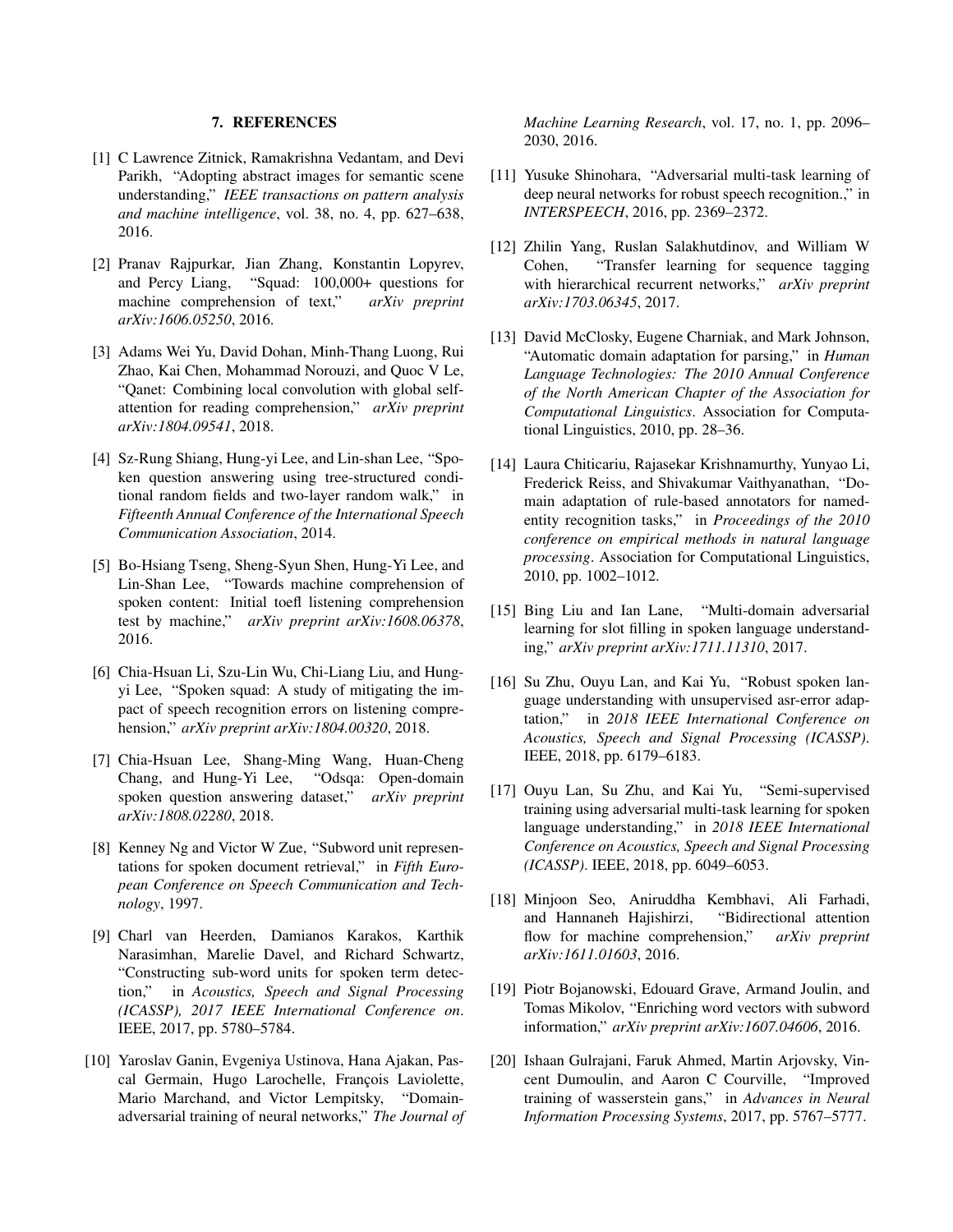## 7. REFERENCES

[1] C Lawrence Zitnick, Ramakrishna Vedantam, and Devi Parikh, "Adopting abstract images for semantic scene understanding," *IEEE transactions on pattern analysis and machine intelligence*, vol. 38, no. 4, pp. 627–638, 2016.

[2] Pranav Rajpurkar, Jian Zhang, Konstantin Lopyrev, and Percy Liang, "Squad: 100,000+ questions for machine comprehension of text," *arXiv preprint arXiv:1606.05250*, 2016.

[3] Adams Wei Yu, David Dohan, Minh-Thang Luong, Rui Zhao, Kai Chen, Mohammad Norouzi, and Quoc V Le, "Qanet: Combining local convolution with global self-attention for reading comprehension," *arXiv preprint arXiv:1804.09541*, 2018.

[4] Sz-Rung Shiang, Hung-yi Lee, and Lin-shan Lee, "Spoken question answering using tree-structured conditional random fields and two-layer random walk," in *Fifteenth Annual Conference of the International Speech Communication Association*, 2014.

[5] Bo-Hsiang Tseng, Sheng-Syun Shen, Hung-Yi Lee, and Lin-Shan Lee, "Towards machine comprehension of spoken content: Initial toefl listening comprehension test by machine," *arXiv preprint arXiv:1608.06378*, 2016.

[6] Chia-Hsuan Li, Szu-Lin Wu, Chi-Liang Liu, and Hung-yi Lee, "Spoken squad: A study of mitigating the impact of speech recognition errors on listening comprehension," *arXiv preprint arXiv:1804.00320*, 2018.

[7] Chia-Hsuan Lee, Shang-Ming Wang, Huan-Cheng Chang, and Hung-Yi Lee, "Odsqa: Open-domain spoken question answering dataset," *arXiv preprint arXiv:1808.02280*, 2018.

[8] Kenney Ng and Victor W Zue, "Subword unit representations for spoken document retrieval," in *Fifth European Conference on Speech Communication and Technology*, 1997.

[9] Charl van Heerden, Damianos Karakos, Karthik Narasimhan, Marelie Davel, and Richard Schwartz, "Constructing sub-word units for spoken term detection," in *Acoustics, Speech and Signal Processing (ICASSP), 2017 IEEE International Conference on*. IEEE, 2017, pp. 5780–5784.

[10] Yaroslav Ganin, Evgeniya Ustinova, Hana Ajakan, Pascal Germain, Hugo Larochelle, François Laviolette, Mario Marchand, and Victor Lempitsky, "Domain-adversarial training of neural networks," *The Journal of Machine Learning Research*, vol. 17, no. 1, pp. 2096–2030, 2016.

[11] Yusuke Shinohara, "Adversarial multi-task learning of deep neural networks for robust speech recognition.," in *INTERSPEECH*, 2016, pp. 2369–2372.

[12] Zhilin Yang, Ruslan Salakhutdinov, and William W Cohen, "Transfer learning for sequence tagging with hierarchical recurrent networks," *arXiv preprint arXiv:1703.06345*, 2017.

[13] David McClosky, Eugene Charniak, and Mark Johnson, "Automatic domain adaptation for parsing," in *Human Language Technologies: The 2010 Annual Conference of the North American Chapter of the Association for Computational Linguistics*. Association for Computational Linguistics, 2010, pp. 28–36.

[14] Laura Chiticariu, Rajasekar Krishnamurthy, Yunyao Li, Frederick Reiss, and Shivakumar Vaithyanathan, "Domain adaptation of rule-based annotators for named-entity recognition tasks," in *Proceedings of the 2010 conference on empirical methods in natural language processing*. Association for Computational Linguistics, 2010, pp. 1002–1012.

[15] Bing Liu and Ian Lane, "Multi-domain adversarial learning for slot filling in spoken language understanding," *arXiv preprint arXiv:1711.11310*, 2017.

[16] Su Zhu, Ouyu Lan, and Kai Yu, "Robust spoken language understanding with unsupervised asr-error adaptation," in *2018 IEEE International Conference on Acoustics, Speech and Signal Processing (ICASSP)*. IEEE, 2018, pp. 6179–6183.

[17] Ouyu Lan, Su Zhu, and Kai Yu, "Semi-supervised training using adversarial multi-task learning for spoken language understanding," in *2018 IEEE International Conference on Acoustics, Speech and Signal Processing (ICASSP)*. IEEE, 2018, pp. 6049–6053.

[18] Minjoon Seo, Aniruddha Kembhavi, Ali Farhadi, and Hannaneh Hajishirzi, "Bidirectional attention flow for machine comprehension," *arXiv preprint arXiv:1611.01603*, 2016.

[19] Piotr Bojanowski, Edouard Grave, Armand Joulin, and Tomas Mikolov, "Enriching word vectors with subword information," *arXiv preprint arXiv:1607.04606*, 2016.

[20] Ishaan Gulrajani, Faruk Ahmed, Martin Arjovsky, Vincent Dumoulin, and Aaron C Courville, "Improved training of wasserstein gans," in *Advances in Neural Information Processing Systems*, 2017, pp. 5767–5777.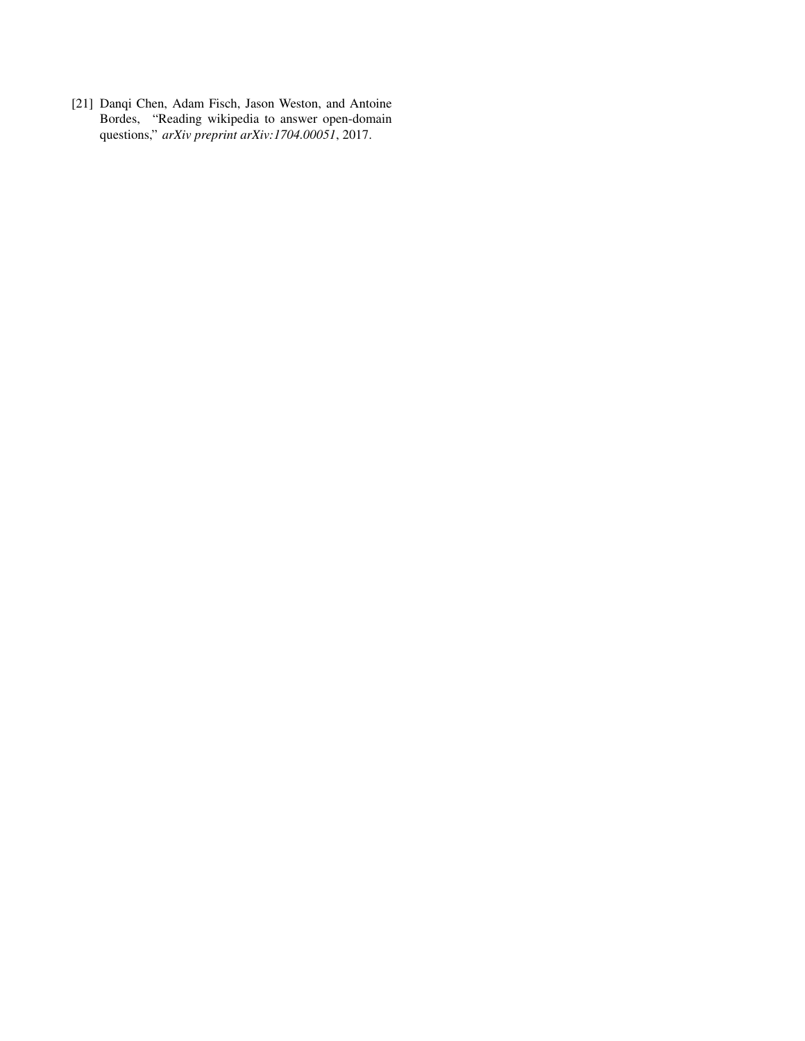[21] Danqi Chen, Adam Fisch, Jason Weston, and Antoine Bordes, "Reading wikipedia to answer open-domain questions," *arXiv preprint arXiv:1704.00051*, 2017.